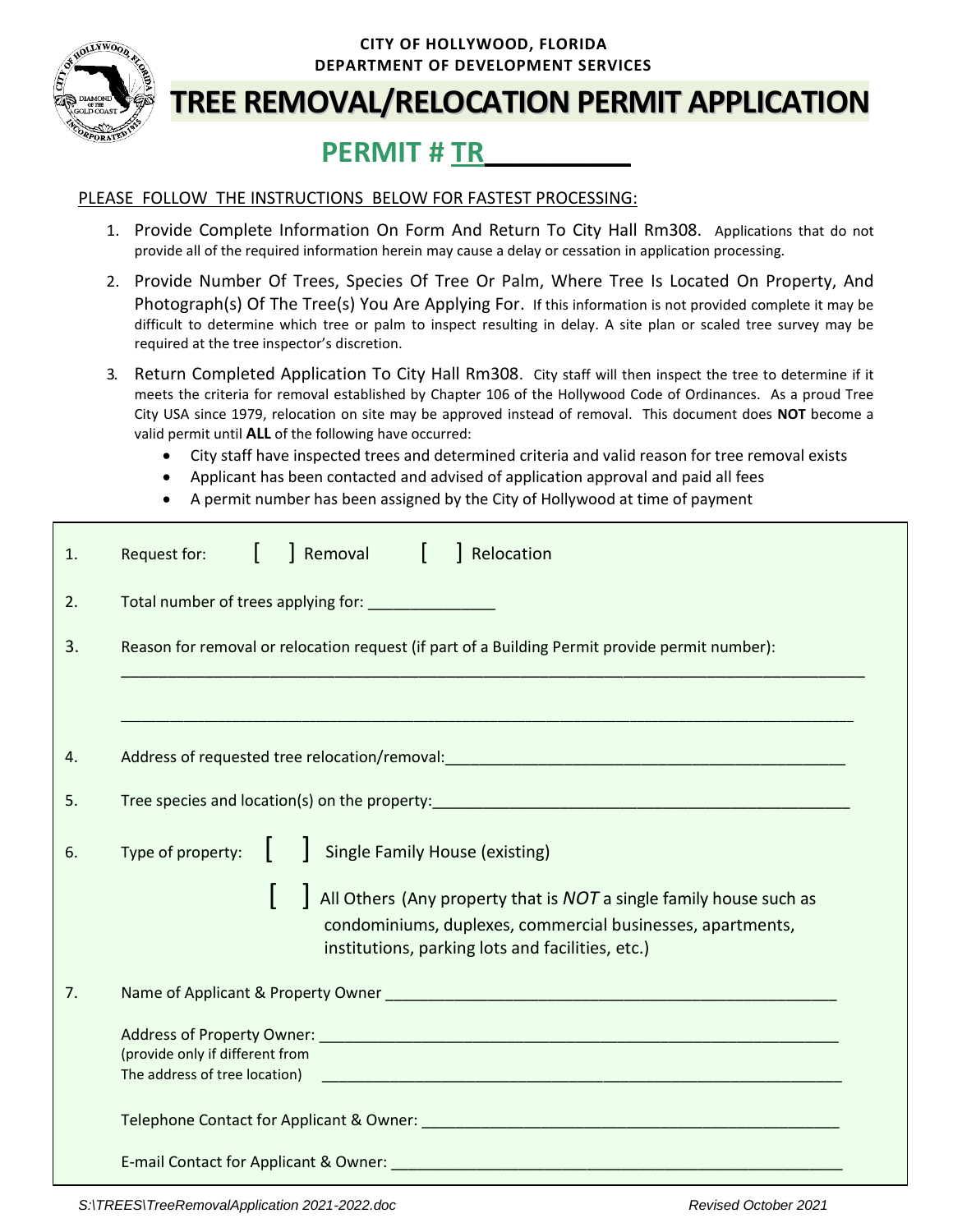CITY OF HOLLYWOOD, FLORIDA
DEPARTMENT OF DEVELOPMENT SERVICES

# TREE REMOVAL/RELOCATION PERMIT APPLICATION

## PERMIT # TR__________

PLEASE FOLLOW THE INSTRUCTIONS BELOW FOR FASTEST PROCESSING:

1. Provide Complete Information On Form And Return To City Hall Rm308. Applications that do not provide all of the required information herein may cause a delay or cessation in application processing.
2. Provide Number Of Trees, Species Of Tree Or Palm, Where Tree Is Located On Property, And Photograph(s) Of The Tree(s) You Are Applying For. If this information is not provided complete it may be difficult to determine which tree or palm to inspect resulting in delay. A site plan or scaled tree survey may be required at the tree inspector's discretion.
3. Return Completed Application To City Hall Rm308. City staff will then inspect the tree to determine if it meets the criteria for removal established by Chapter 106 of the Hollywood Code of Ordinances. As a proud Tree City USA since 1979, relocation on site may be approved instead of removal. This document does **NOT** become a valid permit until **ALL** of the following have occurred:
   - City staff have inspected trees and determined criteria and valid reason for tree removal exists
   - Applicant has been contacted and advised of application approval and paid all fees
   - A permit number has been assigned by the City of Hollywood at time of payment

1. Request for: [ ] Removal [ ] Relocation
2. Total number of trees applying for: ______________
3. Reason for removal or relocation request (if part of a Building Permit provide permit number):
   ________________________________________________________________________________
   ________________________________________________________________________________
4. Address of requested tree relocation/removal:_____________________________________________
5. Tree species and location(s) on the property:_____________________________________________
6. Type of property: [ ] Single Family House (existing)

   [ ] All Others (Any property that is *NOT* a single family house such as condominiums, duplexes, commercial businesses, apartments, institutions, parking lots and facilities, etc.)
7. Name of Applicant & Property Owner ______________________________________________

   Address of Property Owner: ______________________________________________________
   (provide only if different from
   The address of tree location) ______________________________________________________

   Telephone Contact for Applicant & Owner: ____________________________________________

   E-mail Contact for Applicant & Owner: _______________________________________________

S:\TREES\TreeRemovalApplication 2021-2022.doc Revised October 2021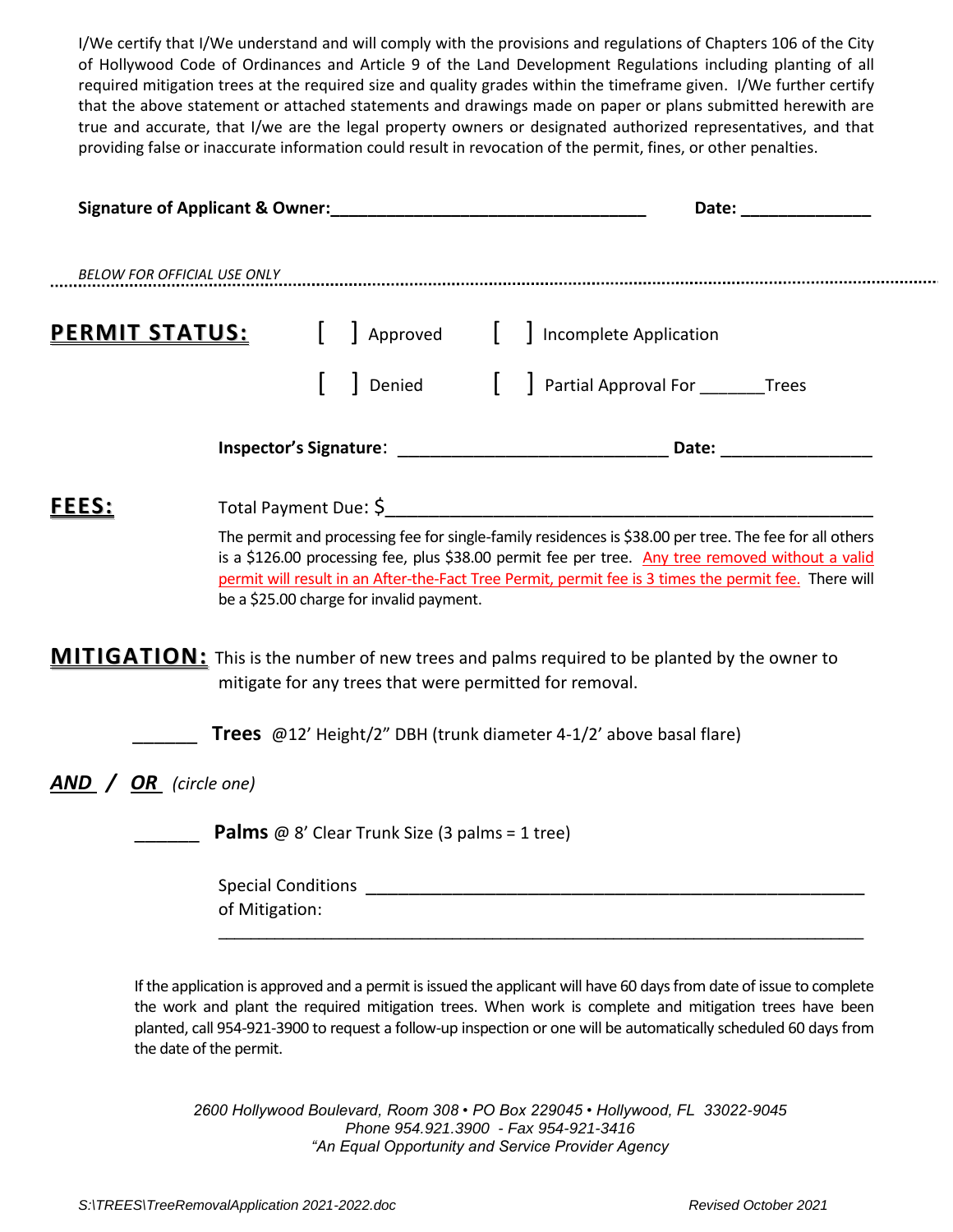I/We certify that I/We understand and will comply with the provisions and regulations of Chapters 106 of the City of Hollywood Code of Ordinances and Article 9 of the Land Development Regulations including planting of all required mitigation trees at the required size and quality grades within the timeframe given. I/We further certify that the above statement or attached statements and drawings made on paper or plans submitted herewith are true and accurate, that I/we are the legal property owners or designated authorized representatives, and that providing false or inaccurate information could result in revocation of the permit, fines, or other penalties.

**Signature of Applicant & Owner:**___________________________________ **Date:** _____________

*BELOW FOR OFFICIAL USE ONLY*

---

**PERMIT STATUS:**

[ ] Approved [ ] Incomplete Application

[ ] Denied [ ] Partial Approval For _______Trees

**Inspector's Signature**: ____________________________ **Date:** _______________

**FEES:**

Total Payment Due: $_______________________________________________

The permit and processing fee for single-family residences is $38.00 per tree. The fee for all others is a $126.00 processing fee, plus $38.00 permit fee per tree. Any tree removed without a valid permit will result in an After-the-Fact Tree Permit, permit fee is 3 times the permit fee. There will be a $25.00 charge for invalid payment.

**MITIGATION:** This is the number of new trees and palms required to be planted by the owner to mitigate for any trees that were permitted for removal.

_______ **Trees** @12' Height/2" DBH (trunk diameter 4-1/2' above basal flare)

***AND* / *OR*** *(circle one)*

_______ **Palms** @ 8' Clear Trunk Size (3 palms = 1 tree)

Special Conditions of Mitigation: _______________________________________________

_______________________________________________________________________

If the application is approved and a permit is issued the applicant will have 60 days from date of issue to complete the work and plant the required mitigation trees. When work is complete and mitigation trees have been planted, call 954-921-3900 to request a follow-up inspection or one will be automatically scheduled 60 days from the date of the permit.

*2600 Hollywood Boulevard, Room 308 • PO Box 229045 • Hollywood, FL 33022-9045*
*Phone 954.921.3900 - Fax 954-921-3416*
*"An Equal Opportunity and Service Provider Agency*

*S:\TREES\TreeRemovalApplication 2021-2022.doc* *Revised October 2021*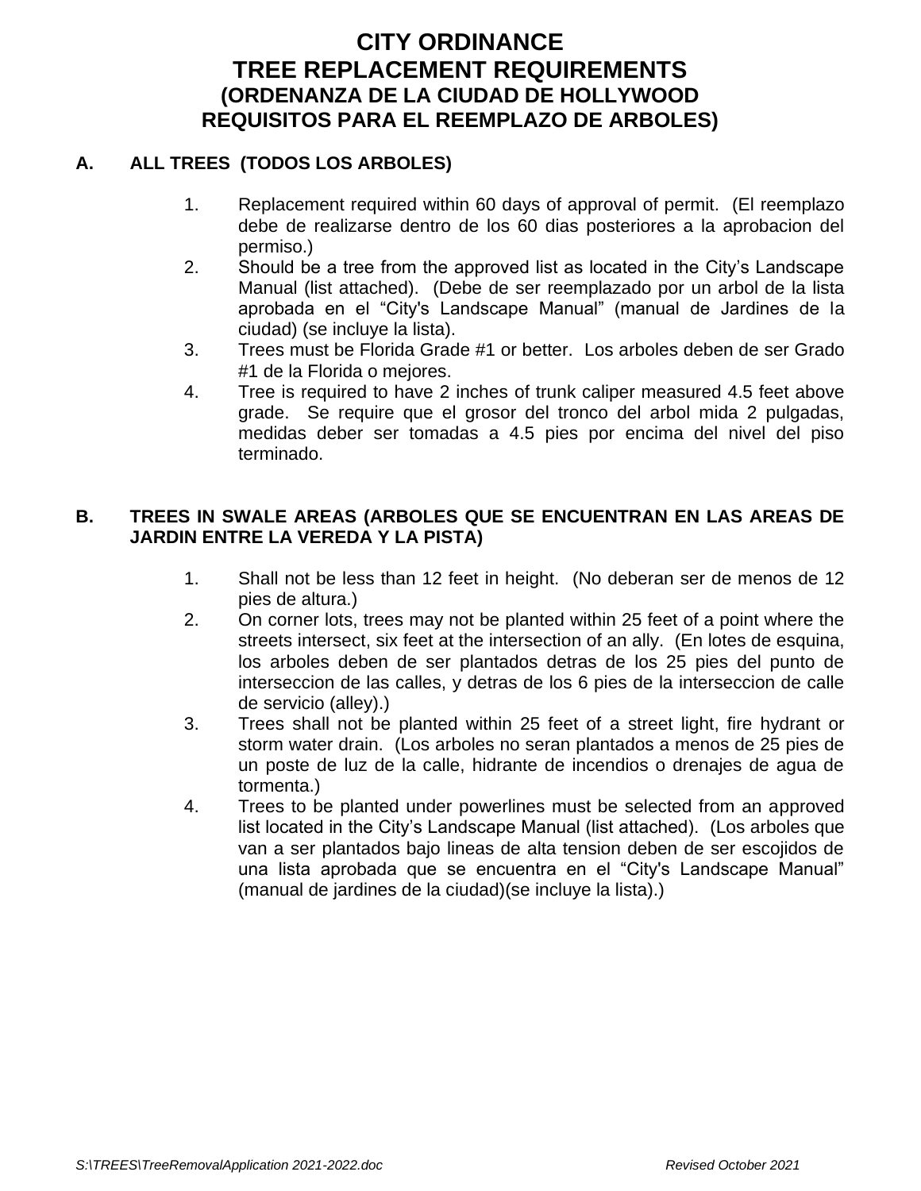# CITY ORDINANCE
# TREE REPLACEMENT REQUIREMENTS
## (ORDENANZA DE LA CIUDAD DE HOLLYWOOD REQUISITOS PARA EL REEMPLAZO DE ARBOLES)

### A. ALL TREES (TODOS LOS ARBOLES)

1. Replacement required within 60 days of approval of permit. (El reemplazo debe de realizarse dentro de los 60 dias posteriores a la aprobacion del permiso.)
2. Should be a tree from the approved list as located in the City's Landscape Manual (list attached). (Debe de ser reemplazado por un arbol de la lista aprobada en el "City's Landscape Manual" (manual de Jardines de la ciudad) (se incluye la lista).
3. Trees must be Florida Grade #1 or better. Los arboles deben de ser Grado #1 de la Florida o mejores.
4. Tree is required to have 2 inches of trunk caliper measured 4.5 feet above grade. Se require que el grosor del tronco del arbol mida 2 pulgadas, medidas deber ser tomadas a 4.5 pies por encima del nivel del piso terminado.

### B. TREES IN SWALE AREAS (ARBOLES QUE SE ENCUENTRAN EN LAS AREAS DE JARDIN ENTRE LA VEREDA Y LA PISTA)

1. Shall not be less than 12 feet in height. (No deberan ser de menos de 12 pies de altura.)
2. On corner lots, trees may not be planted within 25 feet of a point where the streets intersect, six feet at the intersection of an ally. (En lotes de esquina, los arboles deben de ser plantados detras de los 25 pies del punto de interseccion de las calles, y detras de los 6 pies de la interseccion de calle de servicio (alley).)
3. Trees shall not be planted within 25 feet of a street light, fire hydrant or storm water drain. (Los arboles no seran plantados a menos de 25 pies de un poste de luz de la calle, hidrante de incendios o drenajes de agua de tormenta.)
4. Trees to be planted under powerlines must be selected from an approved list located in the City's Landscape Manual (list attached). (Los arboles que van a ser plantados bajo lineas de alta tension deben de ser escojidos de una lista aprobada que se encuentra en el "City's Landscape Manual" (manual de jardines de la ciudad)(se incluye la lista).)

*S:\TREES\TreeRemovalApplication 2021-2022.doc* *Revised October 2021*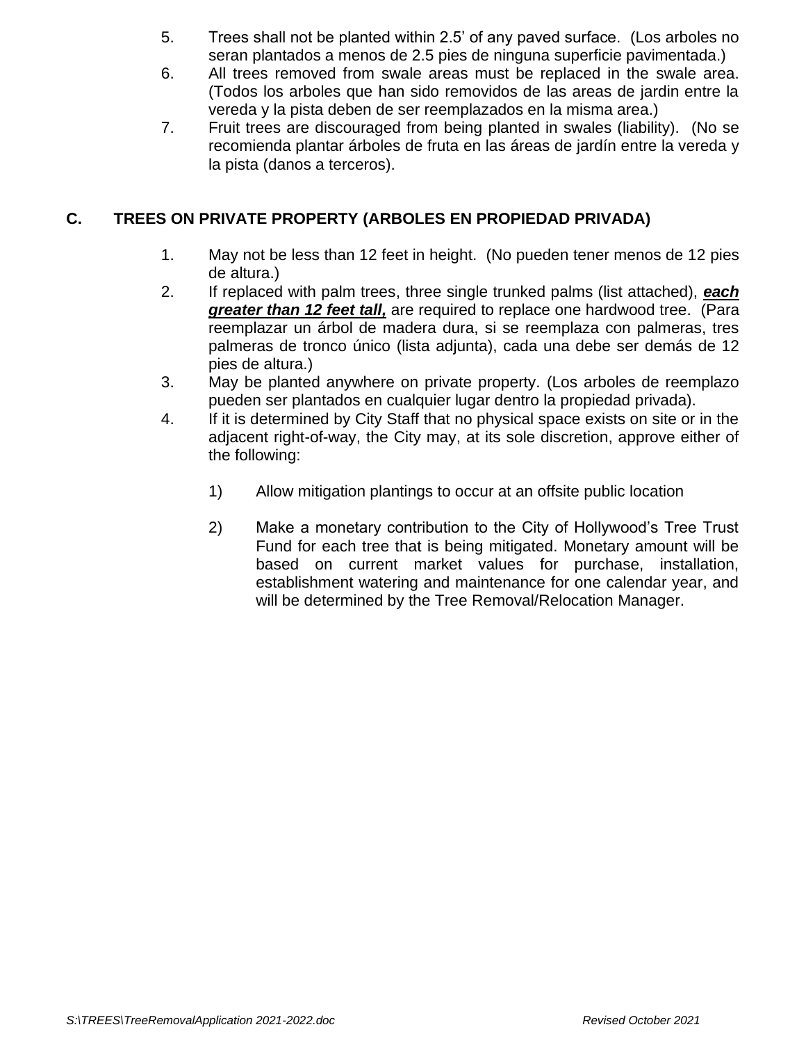5. Trees shall not be planted within 2.5' of any paved surface. (Los arboles no seran plantados a menos de 2.5 pies de ninguna superficie pavimentada.)
6. All trees removed from swale areas must be replaced in the swale area. (Todos los arboles que han sido removidos de las areas de jardin entre la vereda y la pista deben de ser reemplazados en la misma area.)
7. Fruit trees are discouraged from being planted in swales (liability). (No se recomienda plantar árboles de fruta en las áreas de jardín entre la vereda y la pista (danos a terceros).

## C. TREES ON PRIVATE PROPERTY (ARBOLES EN PROPIEDAD PRIVADA)

1. May not be less than 12 feet in height. (No pueden tener menos de 12 pies de altura.)
2. If replaced with palm trees, three single trunked palms (list attached), ***each greater than 12 feet tall,*** are required to replace one hardwood tree. (Para reemplazar un árbol de madera dura, si se reemplaza con palmeras, tres palmeras de tronco único (lista adjunta), cada una debe ser demás de 12 pies de altura.)
3. May be planted anywhere on private property. (Los arboles de reemplazo pueden ser plantados en cualquier lugar dentro la propiedad privada).
4. If it is determined by City Staff that no physical space exists on site or in the adjacent right-of-way, the City may, at its sole discretion, approve either of the following:

    1) Allow mitigation plantings to occur at an offsite public location

    2) Make a monetary contribution to the City of Hollywood's Tree Trust Fund for each tree that is being mitigated. Monetary amount will be based on current market values for purchase, installation, establishment watering and maintenance for one calendar year, and will be determined by the Tree Removal/Relocation Manager.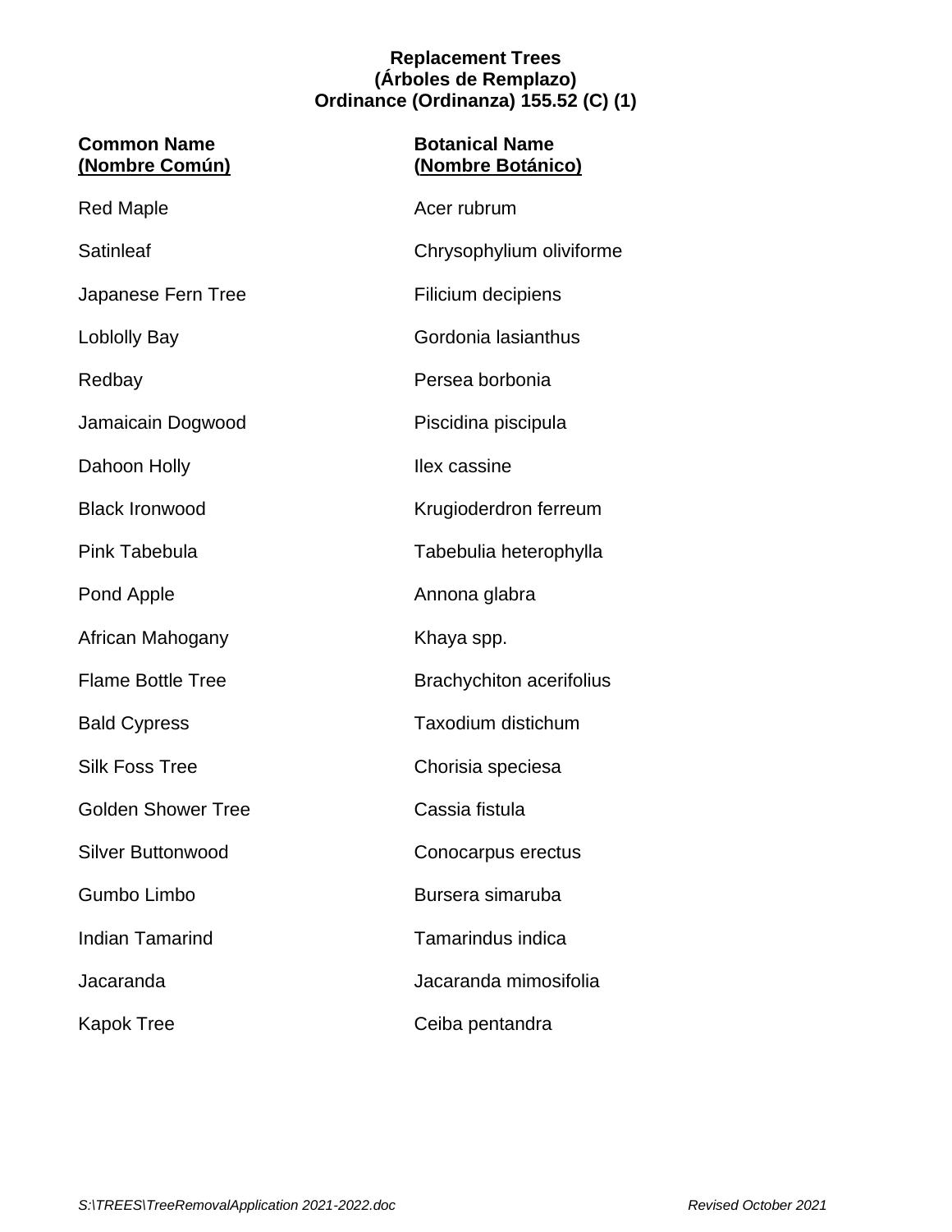**Replacement Trees**
**(Árboles de Remplazo)**
**Ordinance (Ordinanza) 155.52 (C) (1)**

| Common Name (Nombre Común) | Botanical Name (Nombre Botánico) |
| --- | --- |
| Red Maple | Acer rubrum |
| Satinleaf | Chrysophylium oliviforme |
| Japanese Fern Tree | Filicium decipiens |
| Loblolly Bay | Gordonia lasianthus |
| Redbay | Persea borbonia |
| Jamaicain Dogwood | Piscidina piscipula |
| Dahoon Holly | Ilex cassine |
| Black Ironwood | Krugioderdron ferreum |
| Pink Tabebula | Tabebulia heterophylla |
| Pond Apple | Annona glabra |
| African Mahogany | Khaya spp. |
| Flame Bottle Tree | Brachychiton acerifolius |
| Bald Cypress | Taxodium distichum |
| Silk Foss Tree | Chorisia speciesa |
| Golden Shower Tree | Cassia fistula |
| Silver Buttonwood | Conocarpus erectus |
| Gumbo Limbo | Bursera simaruba |
| Indian Tamarind | Tamarindus indica |
| Jacaranda | Jacaranda mimosifolia |
| Kapok Tree | Ceiba pentandra |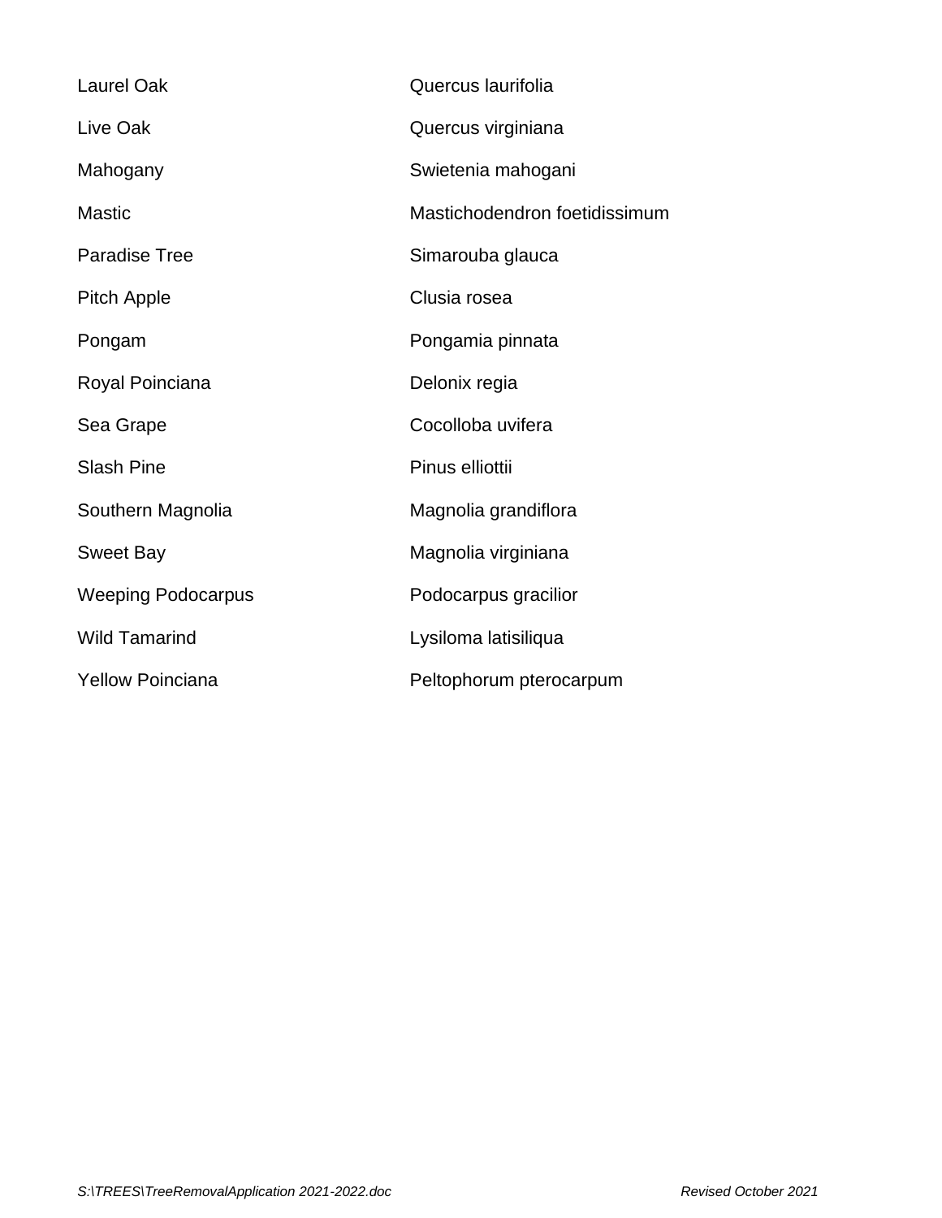| | |
|---|---|
| Laurel Oak | Quercus laurifolia |
| Live Oak | Quercus virginiana |
| Mahogany | Swietenia mahogani |
| Mastic | Mastichodendron foetidissimum |
| Paradise Tree | Simarouba glauca |
| Pitch Apple | Clusia rosea |
| Pongam | Pongamia pinnata |
| Royal Poinciana | Delonix regia |
| Sea Grape | Cocolloba uvifera |
| Slash Pine | Pinus elliottii |
| Southern Magnolia | Magnolia grandiflora |
| Sweet Bay | Magnolia virginiana |
| Weeping Podocarpus | Podocarpus gracilior |
| Wild Tamarind | Lysiloma latisiliqua |
| Yellow Poinciana | Peltophorum pterocarpum |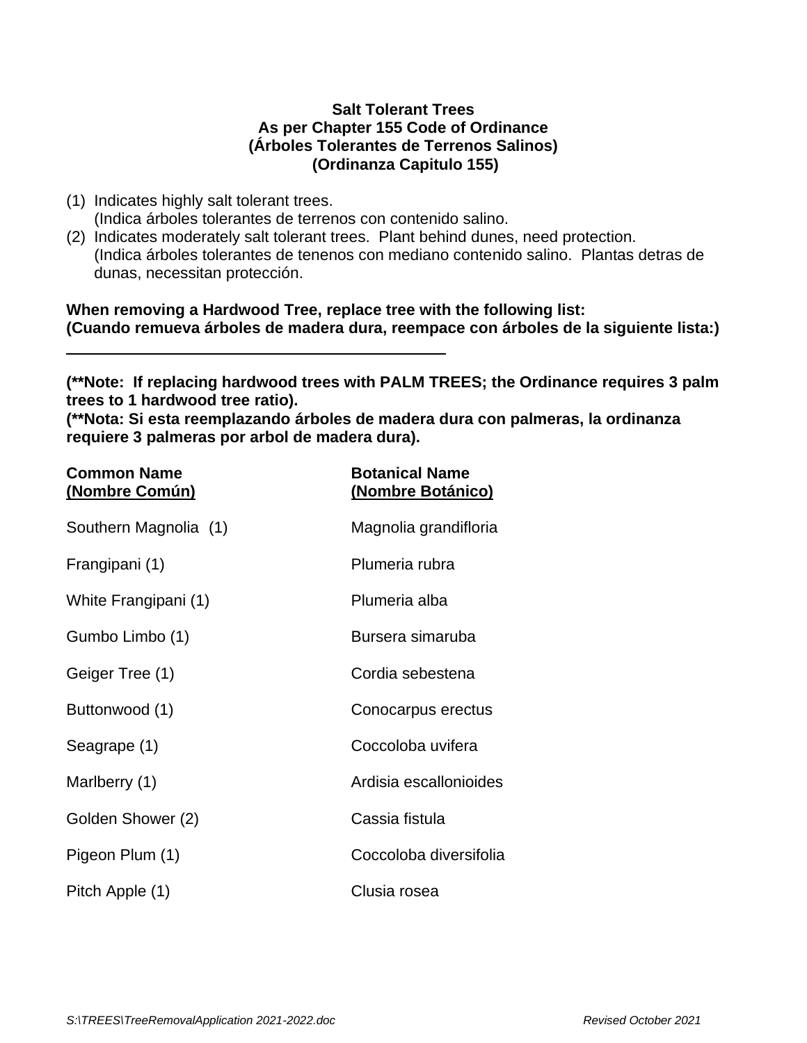**Salt Tolerant Trees**
**As per Chapter 155 Code of Ordinance**
**(Árboles Tolerantes de Terrenos Salinos)**
**(Ordinanza Capitulo 155)**

(1) Indicates highly salt tolerant trees.
(Indica árboles tolerantes de terrenos con contenido salino.
(2) Indicates moderately salt tolerant trees. Plant behind dunes, need protection.
(Indica árboles tolerantes de tenenos con mediano contenido salino. Plantas detras de dunas, necessitan protección.

**When removing a Hardwood Tree, replace tree with the following list:**
**(Cuando remueva árboles de madera dura, reempace con árboles de la siguiente lista:)**

---

**(\*\*Note: If replacing hardwood trees with PALM TREES; the Ordinance requires 3 palm trees to 1 hardwood tree ratio).**
**(\*\*Nota: Si esta reemplazando árboles de madera dura con palmeras, la ordinanza requiere 3 palmeras por arbol de madera dura).**

| Common Name (Nombre Común) | Botanical Name (Nombre Botánico) |
|---|---|
| Southern Magnolia (1) | Magnolia grandifloria |
| Frangipani (1) | Plumeria rubra |
| White Frangipani (1) | Plumeria alba |
| Gumbo Limbo (1) | Bursera simaruba |
| Geiger Tree (1) | Cordia sebestena |
| Buttonwood (1) | Conocarpus erectus |
| Seagrape (1) | Coccoloba uvifera |
| Marlberry (1) | Ardisia escallonioides |
| Golden Shower (2) | Cassia fistula |
| Pigeon Plum (1) | Coccoloba diversifolia |
| Pitch Apple (1) | Clusia rosea |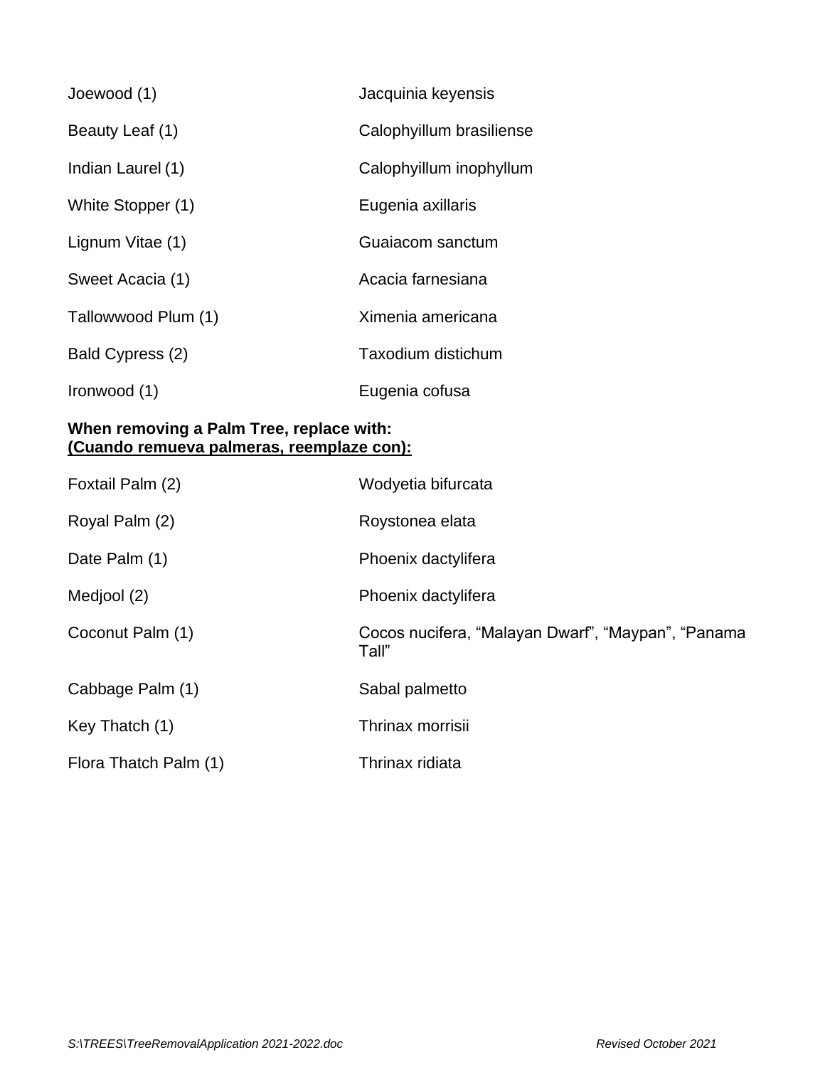| | |
|---|---|
| Joewood (1) | Jacquinia keyensis |
| Beauty Leaf (1) | Calophyillum brasiliense |
| Indian Laurel (1) | Calophyillum inophyllum |
| White Stopper (1) | Eugenia axillaris |
| Lignum Vitae (1) | Guaiacom sanctum |
| Sweet Acacia (1) | Acacia farnesiana |
| Tallowwood Plum (1) | Ximenia americana |
| Bald Cypress (2) | Taxodium distichum |
| Ironwood (1) | Eugenia cofusa |

**When removing a Palm Tree, replace with:**
**<u>(Cuando remueva palmeras, reemplaze con):</u>**

| | |
|---|---|
| Foxtail Palm (2) | Wodyetia bifurcata |
| Royal Palm (2) | Roystonea elata |
| Date Palm (1) | Phoenix dactylifera |
| Medjool (2) | Phoenix dactylifera |
| Coconut Palm (1) | Cocos nucifera, "Malayan Dwarf", "Maypan", "Panama Tall" |
| Cabbage Palm (1) | Sabal palmetto |
| Key Thatch (1) | Thrinax morrisii |
| Flora Thatch Palm (1) | Thrinax ridiata |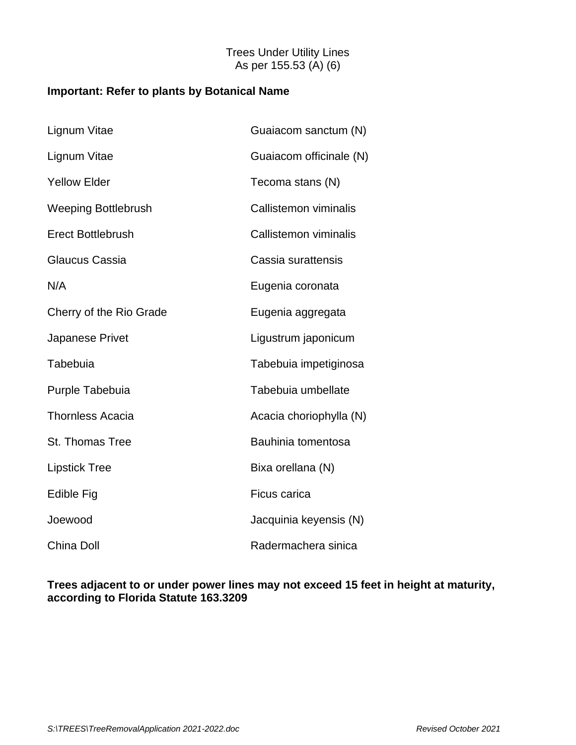Trees Under Utility Lines
As per 155.53 (A) (6)

**Important: Refer to plants by Botanical Name**

| | |
|---|---|
| Lignum Vitae | Guaiacom sanctum (N) |
| Lignum Vitae | Guaiacom officinale (N) |
| Yellow Elder | Tecoma stans (N) |
| Weeping Bottlebrush | Callistemon viminalis |
| Erect Bottlebrush | Callistemon viminalis |
| Glaucus Cassia | Cassia surattensis |
| N/A | Eugenia coronata |
| Cherry of the Rio Grade | Eugenia aggregata |
| Japanese Privet | Ligustrum japonicum |
| Tabebuia | Tabebuia impetiginosa |
| Purple Tabebuia | Tabebuia umbellate |
| Thornless Acacia | Acacia choriophylla (N) |
| St. Thomas Tree | Bauhinia tomentosa |
| Lipstick Tree | Bixa orellana (N) |
| Edible Fig | Ficus carica |
| Joewood | Jacquinia keyensis (N) |
| China Doll | Radermachera sinica |

**Trees adjacent to or under power lines may not exceed 15 feet in height at maturity, according to Florida Statute 163.3209**